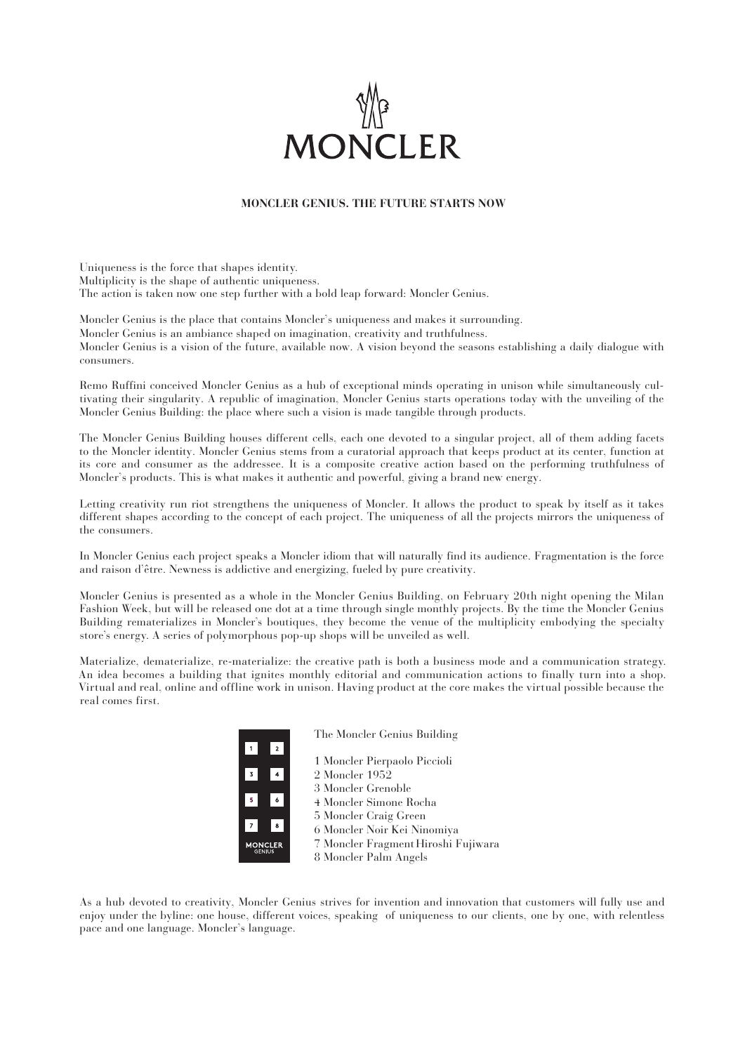MONCLER

**MONCLER GENIUS. THE FUTURE STARTS NOW**

Uniqueness is the force that shapes identity.
Multiplicity is the shape of authentic uniqueness.
The action is taken now one step further with a bold leap forward: Moncler Genius.

Moncler Genius is the place that contains Moncler's uniqueness and makes it surrounding.
Moncler Genius is an ambiance shaped on imagination, creativity and truthfulness.
Moncler Genius is a vision of the future, available now. A vision beyond the seasons establishing a daily dialogue with consumers.

Remo Ruffini conceived Moncler Genius as a hub of exceptional minds operating in unison while simultaneously cultivating their singularity. A republic of imagination, Moncler Genius starts operations today with the unveiling of the Moncler Genius Building: the place where such a vision is made tangible through products.

The Moncler Genius Building houses different cells, each one devoted to a singular project, all of them adding facets to the Moncler identity. Moncler Genius stems from a curatorial approach that keeps product at its center, function at its core and consumer as the addressee. It is a composite creative action based on the performing truthfulness of Moncler's products. This is what makes it authentic and powerful, giving a brand new energy.

Letting creativity run riot strengthens the uniqueness of Moncler. It allows the product to speak by itself as it takes different shapes according to the concept of each project. The uniqueness of all the projects mirrors the uniqueness of the consumers.

In Moncler Genius each project speaks a Moncler idiom that will naturally find its audience. Fragmentation is the force and raison d'être. Newness is addictive and energizing, fueled by pure creativity.

Moncler Genius is presented as a whole in the Moncler Genius Building, on February 20th night opening the Milan Fashion Week, but will be released one dot at a time through single monthly projects. By the time the Moncler Genius Building rematerializes in Moncler's boutiques, they become the venue of the multiplicity embodying the specialty store's energy. A series of polymorphous pop-up shops will be unveiled as well.

Materialize, dematerialize, re-materialize: the creative path is both a business mode and a communication strategy. An idea becomes a building that ignites monthly editorial and communication actions to finally turn into a shop. Virtual and real, online and offline work in unison. Having product at the core makes the virtual possible because the real comes first.

The Moncler Genius Building

1 Moncler Pierpaolo Piccioli
2 Moncler 1952
3 Moncler Grenoble
4 Moncler Simone Rocha
5 Moncler Craig Green
6 Moncler Noir Kei Ninomiya
7 Moncler Fragment Hiroshi Fujiwara
8 Moncler Palm Angels

As a hub devoted to creativity, Moncler Genius strives for invention and innovation that customers will fully use and enjoy under the byline: one house, different voices, speaking of uniqueness to our clients, one by one, with relentless pace and one language. Moncler's language.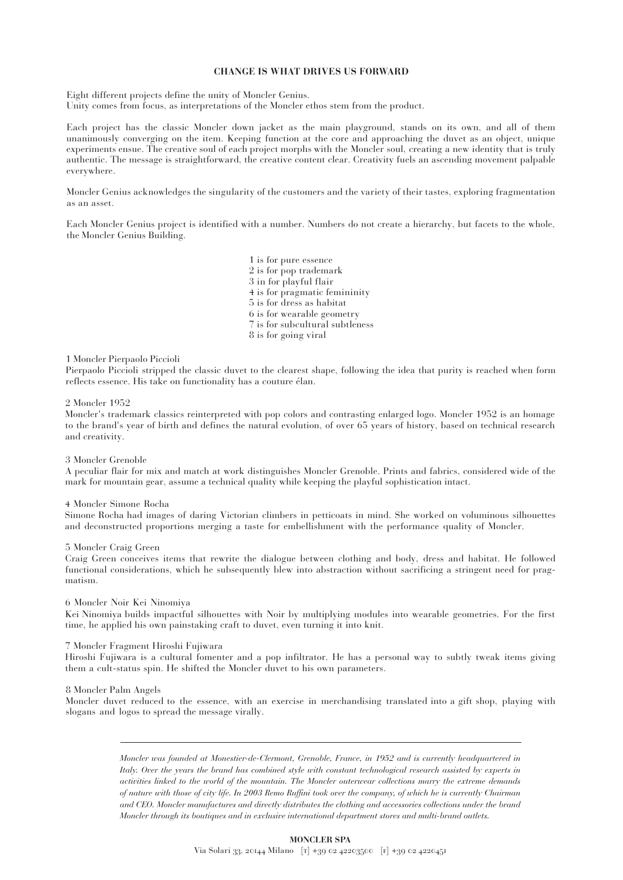**CHANGE IS WHAT DRIVES US FORWARD**

Eight different projects define the unity of Moncler Genius.
Unity comes from focus, as interpretations of the Moncler ethos stem from the product.

Each project has the classic Moncler down jacket as the main playground, stands on its own, and all of them unanimously converging on the item. Keeping function at the core and approaching the duvet as an object, unique experiments ensue. The creative soul of each project morphs with the Moncler soul, creating a new identity that is truly authentic. The message is straightforward, the creative content clear. Creativity fuels an ascending movement palpable everywhere.

Moncler Genius acknowledges the singularity of the customers and the variety of their tastes, exploring fragmentation as an asset.

Each Moncler Genius project is identified with a number. Numbers do not create a hierarchy, but facets to the whole, the Moncler Genius Building.

1 is for pure essence
2 is for pop trademark
3 in for playful flair
4 is for pragmatic femininity
5 is for dress as habitat
6 is for wearable geometry
7 is for subcultural subtleness
8 is for going viral

1 Moncler Pierpaolo Piccioli
Pierpaolo Piccioli stripped the classic duvet to the clearest shape, following the idea that purity is reached when form reflects essence. His take on functionality has a couture élan.

2 Moncler 1952
Moncler's trademark classics reinterpreted with pop colors and contrasting enlarged logo. Moncler 1952 is an homage to the brand's year of birth and defines the natural evolution, of over 65 years of history, based on technical research and creativity.

3 Moncler Grenoble
A peculiar flair for mix and match at work distinguishes Moncler Grenoble. Prints and fabrics, considered wide of the mark for mountain gear, assume a technical quality while keeping the playful sophistication intact.

4 Moncler Simone Rocha
Simone Rocha had images of daring Victorian climbers in petticoats in mind. She worked on voluminous silhouettes and deconstructed proportions merging a taste for embellishment with the performance quality of Moncler.

5 Moncler Craig Green
Craig Green conceives items that rewrite the dialogue between clothing and body, dress and habitat. He followed functional considerations, which he subsequently blew into abstraction without sacrificing a stringent need for pragmatism.

6 Moncler Noir Kei Ninomiya
Kei Ninomiya builds impactful silhouettes with Noir by multiplying modules into wearable geometries. For the first time, he applied his own painstaking craft to duvet, even turning it into knit.

7 Moncler Fragment Hiroshi Fujiwara
Hiroshi Fujiwara is a cultural fomenter and a pop infiltrator. He has a personal way to subtly tweak items giving them a cult-status spin. He shifted the Moncler duvet to his own parameters.

8 Moncler Palm Angels
Moncler duvet reduced to the essence, with an exercise in merchandising translated into a gift shop, playing with slogans and logos to spread the message virally.

---

*Moncler was founded at Monestier-de-Clermont, Grenoble, France, in 1952 and is currently headquartered in Italy. Over the years the brand has combined style with constant technological research assisted by experts in activities linked to the world of the mountain. The Moncler outerwear collections marry the extreme demands of nature with those of city life. In 2003 Remo Ruffini took over the company, of which he is currently Chairman and CEO. Moncler manufactures and directly distributes the clothing and accessories collections under the brand Moncler through its boutiques and in exclusive international department stores and multi-brand outlets.*

**MONCLER SPA**
Via Solari 33, 20144 Milano [T] +39 02 42203500 [F] +39 02 4220451